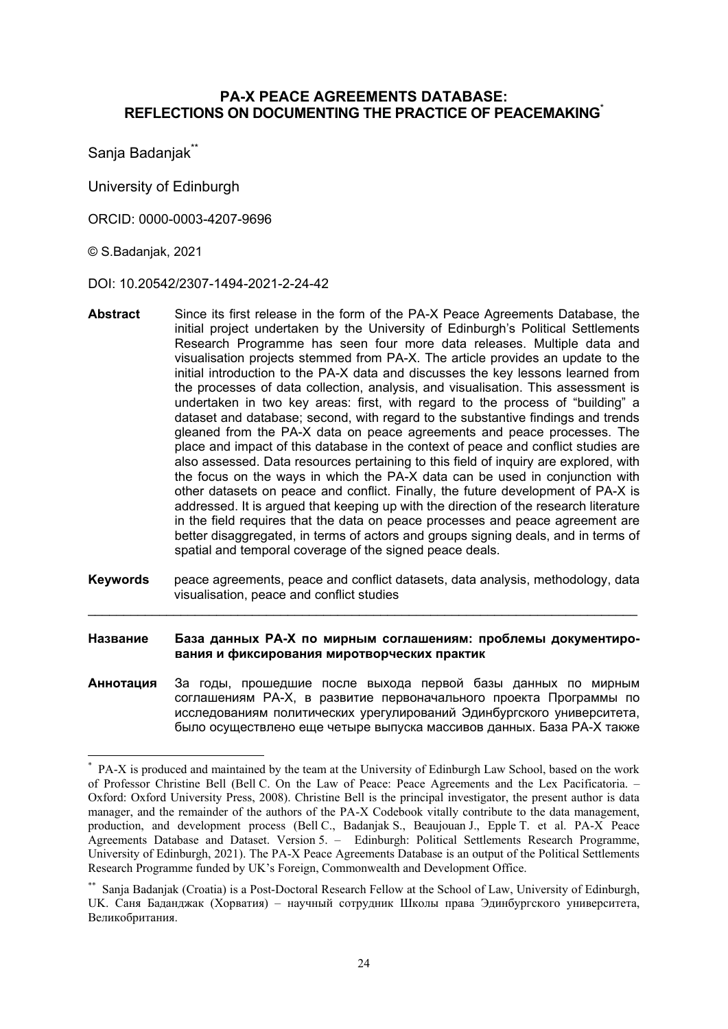# PA-X PEACE AGREEMENTS DATABASE: REFLECTIONS ON DOCUMENTING THE PRACTICE OF PEACEMAKING[*]

Sanja Badanjak[**]

University of Edinburgh

ORCID: 0000-0003-4207-9696

© S.Badanjak, 2021

DOI: 10.20542/2307-1494-2021-2-24-42

**Abstract** Since its first release in the form of the PA-X Peace Agreements Database, the initial project undertaken by the University of Edinburgh's Political Settlements Research Programme has seen four more data releases. Multiple data and visualisation projects stemmed from PA-X. The article provides an update to the initial introduction to the PA-X data and discusses the key lessons learned from the processes of data collection, analysis, and visualisation. This assessment is undertaken in two key areas: first, with regard to the process of "building" a dataset and database; second, with regard to the substantive findings and trends gleaned from the PA-X data on peace agreements and peace processes. The place and impact of this database in the context of peace and conflict studies are also assessed. Data resources pertaining to this field of inquiry are explored, with the focus on the ways in which the PA-X data can be used in conjunction with other datasets on peace and conflict. Finally, the future development of PA-X is addressed. It is argued that keeping up with the direction of the research literature in the field requires that the data on peace processes and peace agreement are better disaggregated, in terms of actors and groups signing deals, and in terms of spatial and temporal coverage of the signed peace deals.

**Keywords** peace agreements, peace and conflict datasets, data analysis, methodology, data visualisation, peace and conflict studies

---

**Название** **База данных PA-X по мирным соглашениям: проблемы документирования и фиксирования миротворческих практик**

**Аннотация** За годы, прошедшие после выхода первой базы данных по мирным соглашениям PA-X, в развитие первоначального проекта Программы по исследованиям политических урегулирований Эдинбургского университета, было осуществлено еще четыре выпуска массивов данных. База PA-X также

---

[*] PA-X is produced and maintained by the team at the University of Edinburgh Law School, based on the work of Professor Christine Bell (Bell C. On the Law of Peace: Peace Agreements and the Lex Pacificatoria. – Oxford: Oxford University Press, 2008). Christine Bell is the principal investigator, the present author is data manager, and the remainder of the authors of the PA-X Codebook vitally contribute to the data management, production, and development process (Bell C., Badanjak S., Beaujouan J., Epple T. et al. PA-X Peace Agreements Database and Dataset. Version 5. – Edinburgh: Political Settlements Research Programme, University of Edinburgh, 2021). The PA-X Peace Agreements Database is an output of the Political Settlements Research Programme funded by UK's Foreign, Commonwealth and Development Office.

[**] Sanja Badanjak (Croatia) is a Post-Doctoral Research Fellow at the School of Law, University of Edinburgh, UK. Саня Баданджак (Хорватия) – научный сотрудник Школы права Эдинбургского университета, Великобритания.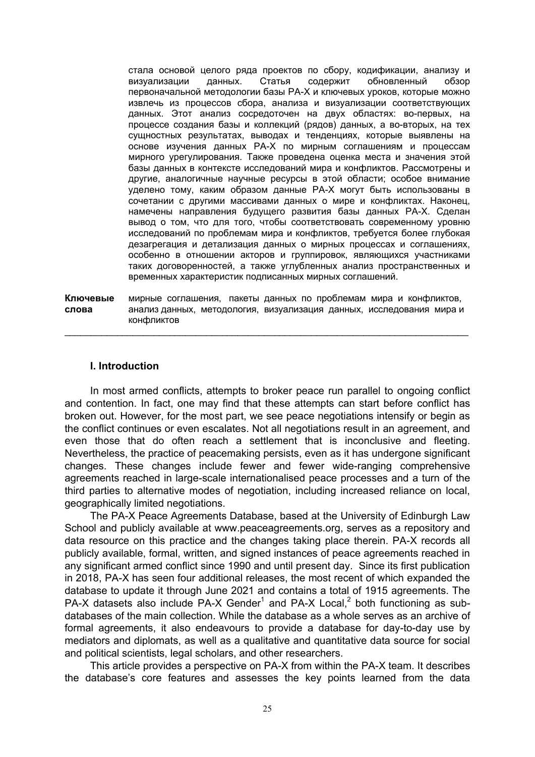стала основой целого ряда проектов по сбору, кодификации, анализу и визуализации данных. Статья содержит обновленный обзор первоначальной методологии базы PA-X и ключевых уроков, которые можно извлечь из процессов сбора, анализа и визуализации соответствующих данных. Этот анализ сосредоточен на двух областях: во-первых, на процессе создания базы и коллекций (рядов) данных, а во-вторых, на тех сущностных результатах, выводах и тенденциях, которые выявлены на основе изучения данных PA-X по мирным соглашениям и процессам мирного урегулирования. Также проведена оценка места и значения этой базы данных в контексте исследований мира и конфликтов. Рассмотрены и другие, аналогичные научные ресурсы в этой области; особое внимание уделено тому, каким образом данные PA-X могут быть использованы в сочетании с другими массивами данных о мире и конфликтах. Наконец, намечены направления будущего развития базы данных PA-X. Сделан вывод о том, что для того, чтобы соответствовать современному уровню исследований по проблемам мира и конфликтов, требуется более глубокая дезагрегация и детализация данных о мирных процессах и соглашениях, особенно в отношении акторов и группировок, являющихся участниками таких договоренностей, а также углубленных анализ пространственных и временных характеристик подписанных мирных соглашений.

**Ключевые слова** мирные соглашения, пакеты данных по проблемам мира и конфликтов, анализ данных, методология, визуализация данных, исследования мира и конфликтов

---

### I. Introduction

In most armed conflicts, attempts to broker peace run parallel to ongoing conflict and contention. In fact, one may find that these attempts can start before conflict has broken out. However, for the most part, we see peace negotiations intensify or begin as the conflict continues or even escalates. Not all negotiations result in an agreement, and even those that do often reach a settlement that is inconclusive and fleeting. Nevertheless, the practice of peacemaking persists, even as it has undergone significant changes. These changes include fewer and fewer wide-ranging comprehensive agreements reached in large-scale internationalised peace processes and a turn of the third parties to alternative modes of negotiation, including increased reliance on local, geographically limited negotiations.

The PA-X Peace Agreements Database, based at the University of Edinburgh Law School and publicly available at www.peaceagreements.org, serves as a repository and data resource on this practice and the changes taking place therein. PA-X records all publicly available, formal, written, and signed instances of peace agreements reached in any significant armed conflict since 1990 and until present day. Since its first publication in 2018, PA-X has seen four additional releases, the most recent of which expanded the database to update it through June 2021 and contains a total of 1915 agreements. The PA-X datasets also include PA-X Gender[1] and PA-X Local,[2] both functioning as sub-databases of the main collection. While the database as a whole serves as an archive of formal agreements, it also endeavours to provide a database for day-to-day use by mediators and diplomats, as well as a qualitative and quantitative data source for social and political scientists, legal scholars, and other researchers.

This article provides a perspective on PA-X from within the PA-X team. It describes the database's core features and assesses the key points learned from the data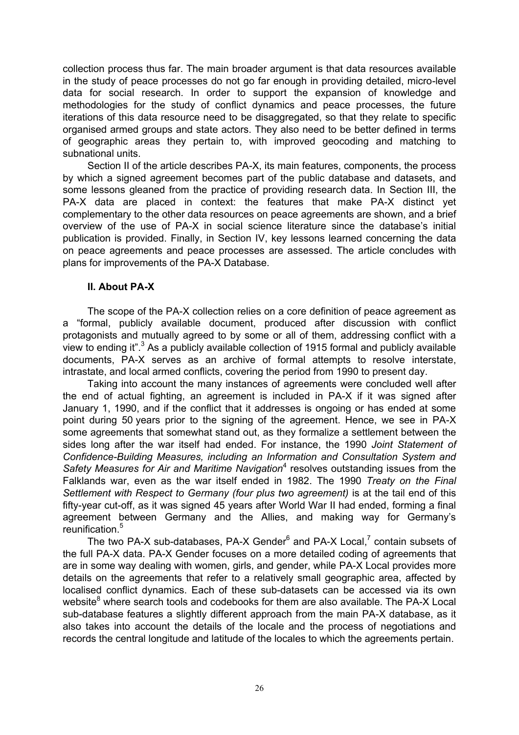collection process thus far. The main broader argument is that data resources available in the study of peace processes do not go far enough in providing detailed, micro-level data for social research. In order to support the expansion of knowledge and methodologies for the study of conflict dynamics and peace processes, the future iterations of this data resource need to be disaggregated, so that they relate to specific organised armed groups and state actors. They also need to be better defined in terms of geographic areas they pertain to, with improved geocoding and matching to subnational units.

Section II of the article describes PA-X, its main features, components, the process by which a signed agreement becomes part of the public database and datasets, and some lessons gleaned from the practice of providing research data. In Section III, the PA-X data are placed in context: the features that make PA-X distinct yet complementary to the other data resources on peace agreements are shown, and a brief overview of the use of PA-X in social science literature since the database's initial publication is provided. Finally, in Section IV, key lessons learned concerning the data on peace agreements and peace processes are assessed. The article concludes with plans for improvements of the PA-X Database.

## II. About PA-X

The scope of the PA-X collection relies on a core definition of peace agreement as a "formal, publicly available document, produced after discussion with conflict protagonists and mutually agreed to by some or all of them, addressing conflict with a view to ending it".[3] As a publicly available collection of 1915 formal and publicly available documents, PA-X serves as an archive of formal attempts to resolve interstate, intrastate, and local armed conflicts, covering the period from 1990 to present day.

Taking into account the many instances of agreements were concluded well after the end of actual fighting, an agreement is included in PA-X if it was signed after January 1, 1990, and if the conflict that it addresses is ongoing or has ended at some point during 50 years prior to the signing of the agreement. Hence, we see in PA-X some agreements that somewhat stand out, as they formalize a settlement between the sides long after the war itself had ended. For instance, the 1990 *Joint Statement of Confidence-Building Measures, including an Information and Consultation System and Safety Measures for Air and Maritime Navigation*[4] resolves outstanding issues from the Falklands war, even as the war itself ended in 1982. The 1990 *Treaty on the Final Settlement with Respect to Germany (four plus two agreement)* is at the tail end of this fifty-year cut-off, as it was signed 45 years after World War II had ended, forming a final agreement between Germany and the Allies, and making way for Germany's reunification.[5]

The two PA-X sub-databases, PA-X Gender[6] and PA-X Local,[7] contain subsets of the full PA-X data. PA-X Gender focuses on a more detailed coding of agreements that are in some way dealing with women, girls, and gender, while PA-X Local provides more details on the agreements that refer to a relatively small geographic area, affected by localised conflict dynamics. Each of these sub-datasets can be accessed via its own website[8] where search tools and codebooks for them are also available. The PA-X Local sub-database features a slightly different approach from the main PA-X database, as it also takes into account the details of the locale and the process of negotiations and records the central longitude and latitude of the locales to which the agreements pertain.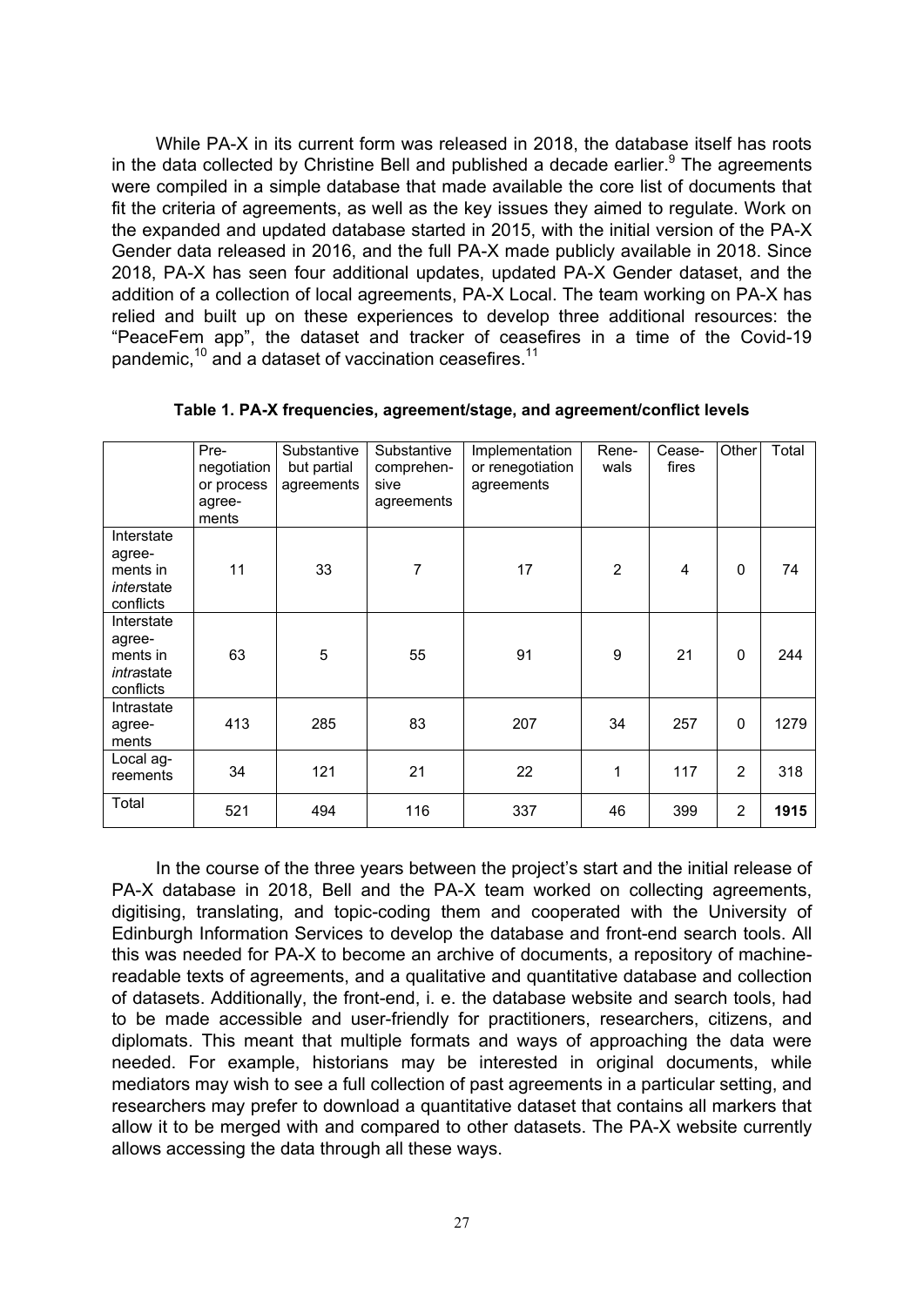While PA-X in its current form was released in 2018, the database itself has roots in the data collected by Christine Bell and published a decade earlier.[9] The agreements were compiled in a simple database that made available the core list of documents that fit the criteria of agreements, as well as the key issues they aimed to regulate. Work on the expanded and updated database started in 2015, with the initial version of the PA-X Gender data released in 2016, and the full PA-X made publicly available in 2018. Since 2018, PA-X has seen four additional updates, updated PA-X Gender dataset, and the addition of a collection of local agreements, PA-X Local. The team working on PA-X has relied and built up on these experiences to develop three additional resources: the "PeaceFem app", the dataset and tracker of ceasefires in a time of the Covid-19 pandemic,[10] and a dataset of vaccination ceasefires.[11]

**Table 1. PA-X frequencies, agreement/stage, and agreement/conflict levels**

| | Pre-negotiation or process agreements | Substantive but partial agreements | Substantive comprehensive agreements | Implementation or renegotiation agreements | Renewals | Ceasefires | Other | Total |
|---|---|---|---|---|---|---|---|---|
| Interstate agreements in *inter*state conflicts | 11 | 33 | 7 | 17 | 2 | 4 | 0 | 74 |
| Interstate agreements in *intra*state conflicts | 63 | 5 | 55 | 91 | 9 | 21 | 0 | 244 |
| Intrastate agreements | 413 | 285 | 83 | 207 | 34 | 257 | 0 | 1279 |
| Local agreements | 34 | 121 | 21 | 22 | 1 | 117 | 2 | 318 |
| Total | 521 | 494 | 116 | 337 | 46 | 399 | 2 | **1915** |

In the course of the three years between the project's start and the initial release of PA-X database in 2018, Bell and the PA-X team worked on collecting agreements, digitising, translating, and topic-coding them and cooperated with the University of Edinburgh Information Services to develop the database and front-end search tools. All this was needed for PA-X to become an archive of documents, a repository of machine-readable texts of agreements, and a qualitative and quantitative database and collection of datasets. Additionally, the front-end, i. e. the database website and search tools, had to be made accessible and user-friendly for practitioners, researchers, citizens, and diplomats. This meant that multiple formats and ways of approaching the data were needed. For example, historians may be interested in original documents, while mediators may wish to see a full collection of past agreements in a particular setting, and researchers may prefer to download a quantitative dataset that contains all markers that allow it to be merged with and compared to other datasets. The PA-X website currently allows accessing the data through all these ways.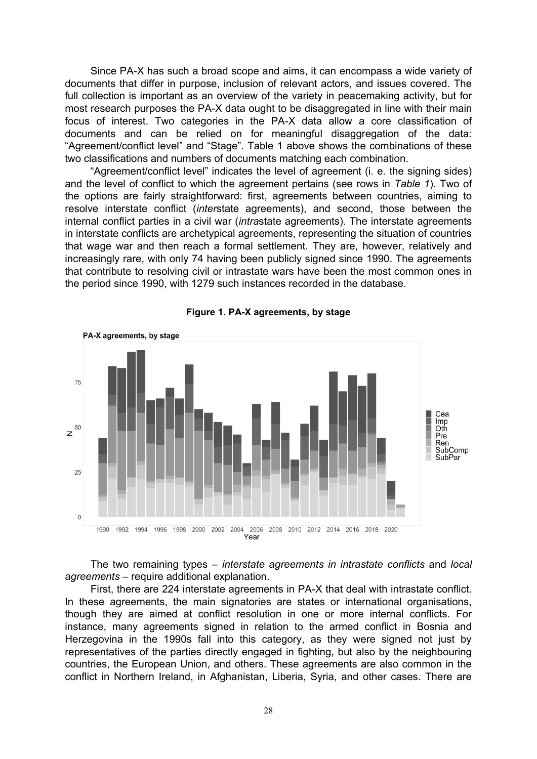Since PA-X has such a broad scope and aims, it can encompass a wide variety of documents that differ in purpose, inclusion of relevant actors, and issues covered. The full collection is important as an overview of the variety in peacemaking activity, but for most research purposes the PA-X data ought to be disaggregated in line with their main focus of interest. Two categories in the PA-X data allow a core classification of documents and can be relied on for meaningful disaggregation of the data: "Agreement/conflict level" and "Stage". Table 1 above shows the combinations of these two classifications and numbers of documents matching each combination.

"Agreement/conflict level" indicates the level of agreement (i. e. the signing sides) and the level of conflict to which the agreement pertains (see rows in *Table 1*). Two of the options are fairly straightforward: first, agreements between countries, aiming to resolve interstate conflict (*inter*state agreements), and second, those between the internal conflict parties in a civil war (*intra*state agreements). The interstate agreements in interstate conflicts are archetypical agreements, representing the situation of countries that wage war and then reach a formal settlement. They are, however, relatively and increasingly rare, with only 74 having been publicly signed since 1990. The agreements that contribute to resolving civil or intrastate wars have been the most common ones in the period since 1990, with 1279 such instances recorded in the database.

**Figure 1. PA-X agreements, by stage**

The two remaining types – *interstate agreements in intrastate conflicts* and *local agreements* – require additional explanation.

First, there are 224 interstate agreements in PA-X that deal with intrastate conflict. In these agreements, the main signatories are states or international organisations, though they are aimed at conflict resolution in one or more internal conflicts. For instance, many agreements signed in relation to the armed conflict in Bosnia and Herzegovina in the 1990s fall into this category, as they were signed not just by representatives of the parties directly engaged in fighting, but also by the neighbouring countries, the European Union, and others. These agreements are also common in the conflict in Northern Ireland, in Afghanistan, Liberia, Syria, and other cases. There are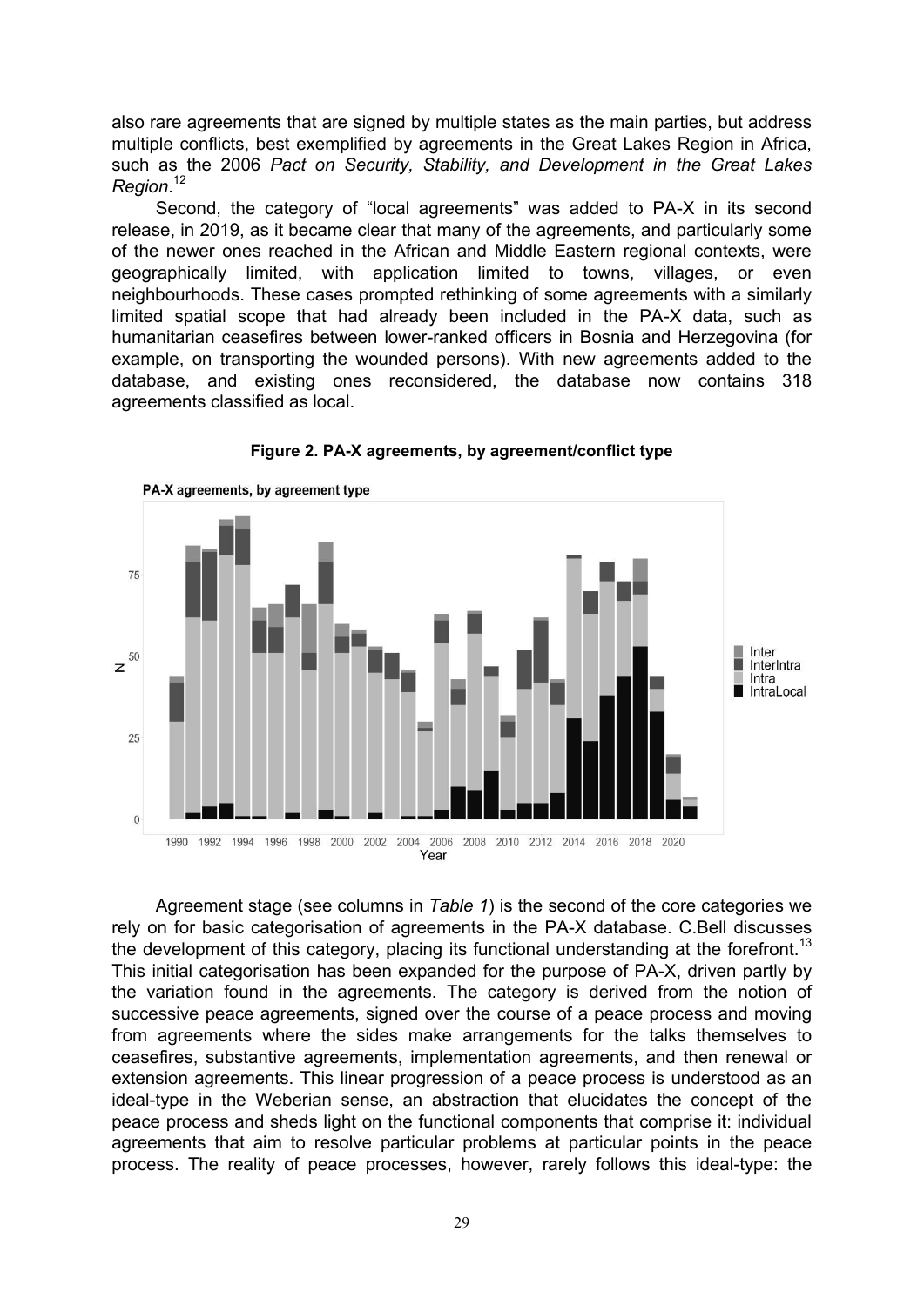also rare agreements that are signed by multiple states as the main parties, but address multiple conflicts, best exemplified by agreements in the Great Lakes Region in Africa, such as the 2006 *Pact on Security, Stability, and Development in the Great Lakes Region*.[12]

Second, the category of "local agreements" was added to PA-X in its second release, in 2019, as it became clear that many of the agreements, and particularly some of the newer ones reached in the African and Middle Eastern regional contexts, were geographically limited, with application limited to towns, villages, or even neighbourhoods. These cases prompted rethinking of some agreements with a similarly limited spatial scope that had already been included in the PA-X data, such as humanitarian ceasefires between lower-ranked officers in Bosnia and Herzegovina (for example, on transporting the wounded persons). With new agreements added to the database, and existing ones reconsidered, the database now contains 318 agreements classified as local.

**Figure 2. PA-X agreements, by agreement/conflict type**

Agreement stage (see columns in *Table 1*) is the second of the core categories we rely on for basic categorisation of agreements in the PA-X database. C.Bell discusses the development of this category, placing its functional understanding at the forefront.[13] This initial categorisation has been expanded for the purpose of PA-X, driven partly by the variation found in the agreements. The category is derived from the notion of successive peace agreements, signed over the course of a peace process and moving from agreements where the sides make arrangements for the talks themselves to ceasefires, substantive agreements, implementation agreements, and then renewal or extension agreements. This linear progression of a peace process is understood as an ideal-type in the Weberian sense, an abstraction that elucidates the concept of the peace process and sheds light on the functional components that comprise it: individual agreements that aim to resolve particular problems at particular points in the peace process. The reality of peace processes, however, rarely follows this ideal-type: the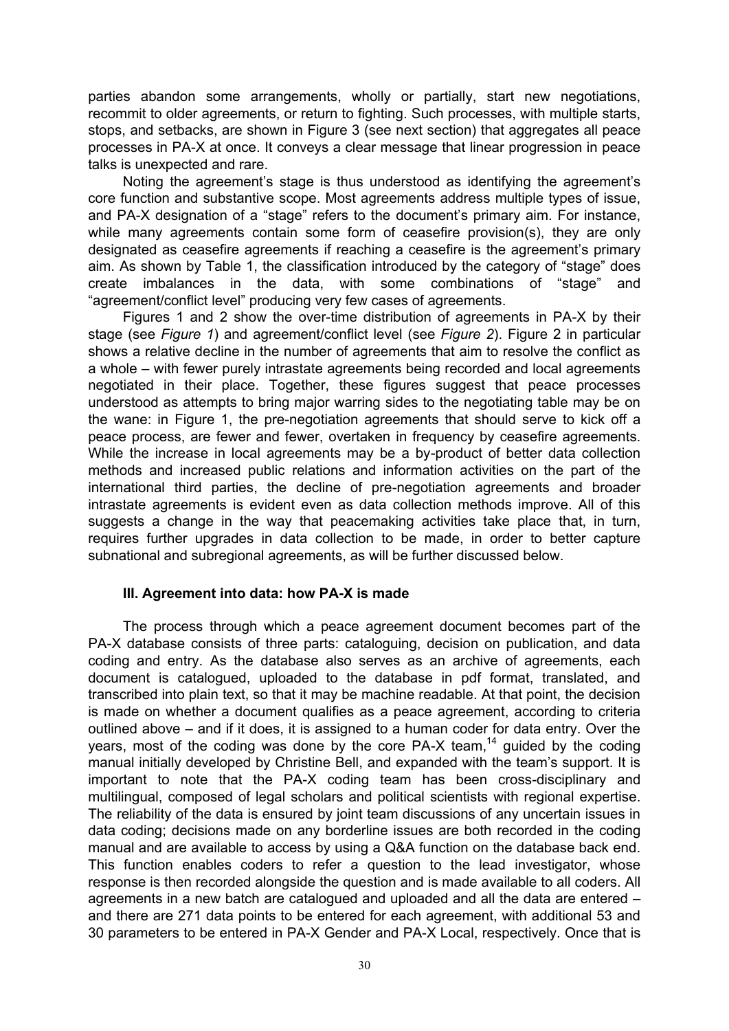parties abandon some arrangements, wholly or partially, start new negotiations, recommit to older agreements, or return to fighting. Such processes, with multiple starts, stops, and setbacks, are shown in Figure 3 (see next section) that aggregates all peace processes in PA-X at once. It conveys a clear message that linear progression in peace talks is unexpected and rare.

Noting the agreement's stage is thus understood as identifying the agreement's core function and substantive scope. Most agreements address multiple types of issue, and PA-X designation of a "stage" refers to the document's primary aim. For instance, while many agreements contain some form of ceasefire provision(s), they are only designated as ceasefire agreements if reaching a ceasefire is the agreement's primary aim. As shown by Table 1, the classification introduced by the category of "stage" does create imbalances in the data, with some combinations of "stage" and "agreement/conflict level" producing very few cases of agreements.

Figures 1 and 2 show the over-time distribution of agreements in PA-X by their stage (see *Figure 1*) and agreement/conflict level (see *Figure 2*). Figure 2 in particular shows a relative decline in the number of agreements that aim to resolve the conflict as a whole – with fewer purely intrastate agreements being recorded and local agreements negotiated in their place. Together, these figures suggest that peace processes understood as attempts to bring major warring sides to the negotiating table may be on the wane: in Figure 1, the pre-negotiation agreements that should serve to kick off a peace process, are fewer and fewer, overtaken in frequency by ceasefire agreements. While the increase in local agreements may be a by-product of better data collection methods and increased public relations and information activities on the part of the international third parties, the decline of pre-negotiation agreements and broader intrastate agreements is evident even as data collection methods improve. All of this suggests a change in the way that peacemaking activities take place that, in turn, requires further upgrades in data collection to be made, in order to better capture subnational and subregional agreements, as will be further discussed below.

### III. Agreement into data: how PA-X is made

The process through which a peace agreement document becomes part of the PA-X database consists of three parts: cataloguing, decision on publication, and data coding and entry. As the database also serves as an archive of agreements, each document is catalogued, uploaded to the database in pdf format, translated, and transcribed into plain text, so that it may be machine readable. At that point, the decision is made on whether a document qualifies as a peace agreement, according to criteria outlined above – and if it does, it is assigned to a human coder for data entry. Over the years, most of the coding was done by the core PA-X team,[14] guided by the coding manual initially developed by Christine Bell, and expanded with the team's support. It is important to note that the PA-X coding team has been cross-disciplinary and multilingual, composed of legal scholars and political scientists with regional expertise. The reliability of the data is ensured by joint team discussions of any uncertain issues in data coding; decisions made on any borderline issues are both recorded in the coding manual and are available to access by using a Q&A function on the database back end. This function enables coders to refer a question to the lead investigator, whose response is then recorded alongside the question and is made available to all coders. All agreements in a new batch are catalogued and uploaded and all the data are entered – and there are 271 data points to be entered for each agreement, with additional 53 and 30 parameters to be entered in PA-X Gender and PA-X Local, respectively. Once that is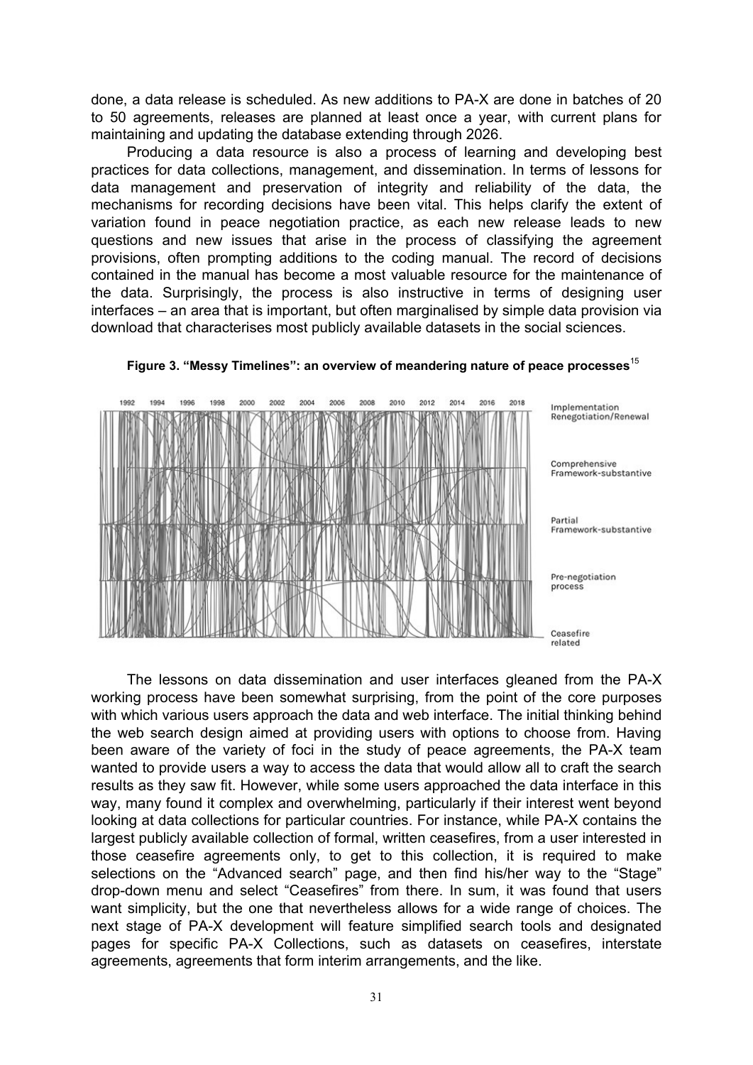done, a data release is scheduled. As new additions to PA-X are done in batches of 20 to 50 agreements, releases are planned at least once a year, with current plans for maintaining and updating the database extending through 2026.

Producing a data resource is also a process of learning and developing best practices for data collections, management, and dissemination. In terms of lessons for data management and preservation of integrity and reliability of the data, the mechanisms for recording decisions have been vital. This helps clarify the extent of variation found in peace negotiation practice, as each new release leads to new questions and new issues that arise in the process of classifying the agreement provisions, often prompting additions to the coding manual. The record of decisions contained in the manual has become a most valuable resource for the maintenance of the data. Surprisingly, the process is also instructive in terms of designing user interfaces – an area that is important, but often marginalised by simple data provision via download that characterises most publicly available datasets in the social sciences.

**Figure 3. "Messy Timelines": an overview of meandering nature of peace processes**[15]

The lessons on data dissemination and user interfaces gleaned from the PA-X working process have been somewhat surprising, from the point of the core purposes with which various users approach the data and web interface. The initial thinking behind the web search design aimed at providing users with options to choose from. Having been aware of the variety of foci in the study of peace agreements, the PA-X team wanted to provide users a way to access the data that would allow all to craft the search results as they saw fit. However, while some users approached the data interface in this way, many found it complex and overwhelming, particularly if their interest went beyond looking at data collections for particular countries. For instance, while PA-X contains the largest publicly available collection of formal, written ceasefires, from a user interested in those ceasefire agreements only, to get to this collection, it is required to make selections on the "Advanced search" page, and then find his/her way to the "Stage" drop-down menu and select "Ceasefires" from there. In sum, it was found that users want simplicity, but the one that nevertheless allows for a wide range of choices. The next stage of PA-X development will feature simplified search tools and designated pages for specific PA-X Collections, such as datasets on ceasefires, interstate agreements, agreements that form interim arrangements, and the like.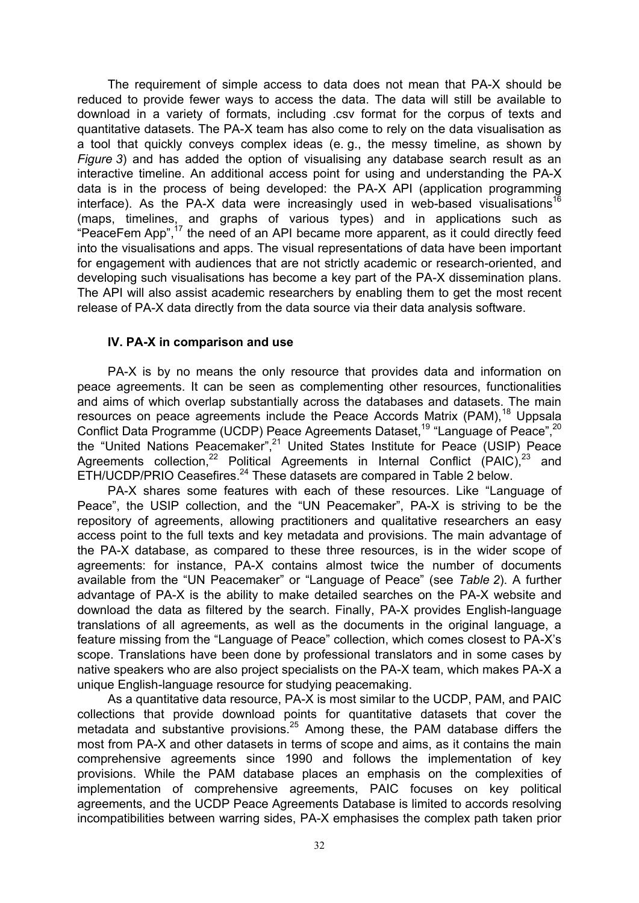The requirement of simple access to data does not mean that PA-X should be reduced to provide fewer ways to access the data. The data will still be available to download in a variety of formats, including .csv format for the corpus of texts and quantitative datasets. The PA-X team has also come to rely on the data visualisation as a tool that quickly conveys complex ideas (e. g., the messy timeline, as shown by *Figure 3*) and has added the option of visualising any database search result as an interactive timeline. An additional access point for using and understanding the PA-X data is in the process of being developed: the PA-X API (application programming interface). As the PA-X data were increasingly used in web-based visualisations[16] (maps, timelines, and graphs of various types) and in applications such as "PeaceFem App",[17] the need of an API became more apparent, as it could directly feed into the visualisations and apps. The visual representations of data have been important for engagement with audiences that are not strictly academic or research-oriented, and developing such visualisations has become a key part of the PA-X dissemination plans. The API will also assist academic researchers by enabling them to get the most recent release of PA-X data directly from the data source via their data analysis software.

### IV. PA-X in comparison and use

PA-X is by no means the only resource that provides data and information on peace agreements. It can be seen as complementing other resources, functionalities and aims of which overlap substantially across the databases and datasets. The main resources on peace agreements include the Peace Accords Matrix (PAM),[18] Uppsala Conflict Data Programme (UCDP) Peace Agreements Dataset,[19] "Language of Peace",[20] the "United Nations Peacemaker",[21] United States Institute for Peace (USIP) Peace Agreements collection,[22] Political Agreements in Internal Conflict (PAIC),[23] and ETH/UCDP/PRIO Ceasefires.[24] These datasets are compared in Table 2 below.

PA-X shares some features with each of these resources. Like "Language of Peace", the USIP collection, and the "UN Peacemaker", PA-X is striving to be the repository of agreements, allowing practitioners and qualitative researchers an easy access point to the full texts and key metadata and provisions. The main advantage of the PA-X database, as compared to these three resources, is in the wider scope of agreements: for instance, PA-X contains almost twice the number of documents available from the "UN Peacemaker" or "Language of Peace" (see *Table 2*). A further advantage of PA-X is the ability to make detailed searches on the PA-X website and download the data as filtered by the search. Finally, PA-X provides English-language translations of all agreements, as well as the documents in the original language, a feature missing from the "Language of Peace" collection, which comes closest to PA-X's scope. Translations have been done by professional translators and in some cases by native speakers who are also project specialists on the PA-X team, which makes PA-X a unique English-language resource for studying peacemaking.

As a quantitative data resource, PA-X is most similar to the UCDP, PAM, and PAIC collections that provide download points for quantitative datasets that cover the metadata and substantive provisions.[25] Among these, the PAM database differs the most from PA-X and other datasets in terms of scope and aims, as it contains the main comprehensive agreements since 1990 and follows the implementation of key provisions. While the PAM database places an emphasis on the complexities of implementation of comprehensive agreements, PAIC focuses on key political agreements, and the UCDP Peace Agreements Database is limited to accords resolving incompatibilities between warring sides, PA-X emphasises the complex path taken prior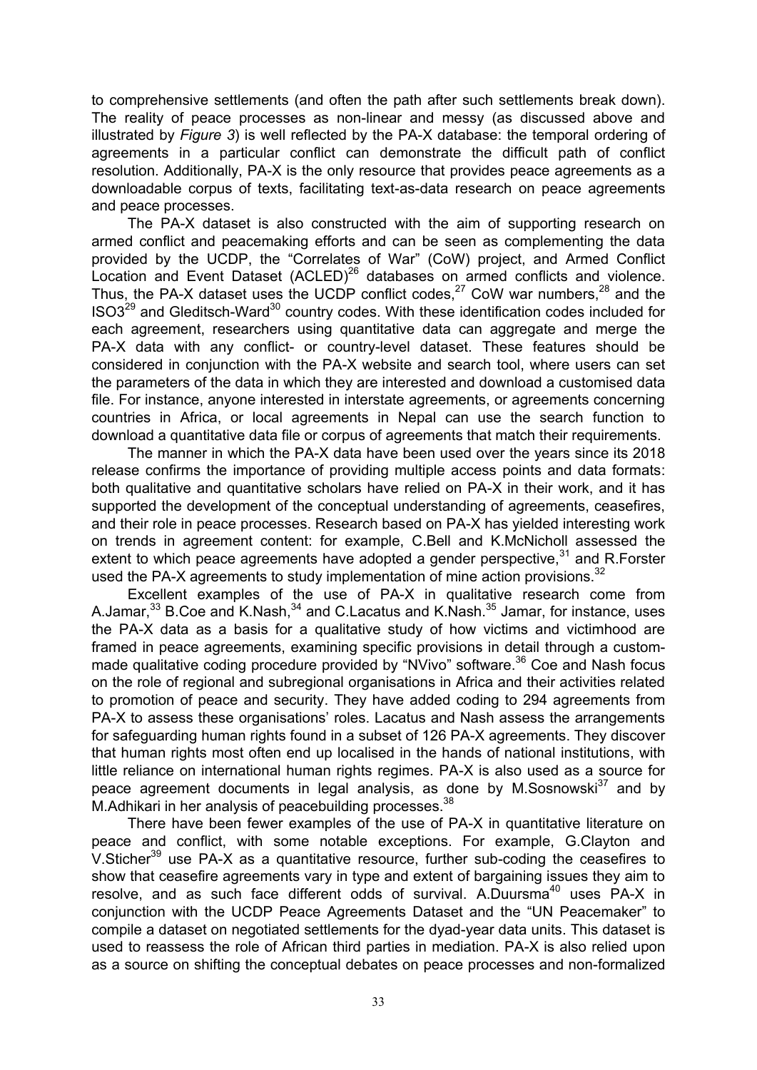to comprehensive settlements (and often the path after such settlements break down). The reality of peace processes as non-linear and messy (as discussed above and illustrated by *Figure 3*) is well reflected by the PA-X database: the temporal ordering of agreements in a particular conflict can demonstrate the difficult path of conflict resolution. Additionally, PA-X is the only resource that provides peace agreements as a downloadable corpus of texts, facilitating text-as-data research on peace agreements and peace processes.

The PA-X dataset is also constructed with the aim of supporting research on armed conflict and peacemaking efforts and can be seen as complementing the data provided by the UCDP, the "Correlates of War" (CoW) project, and Armed Conflict Location and Event Dataset (ACLED)[26] databases on armed conflicts and violence. Thus, the PA-X dataset uses the UCDP conflict codes,[27] CoW war numbers,[28] and the ISO3[29] and Gleditsch-Ward[30] country codes. With these identification codes included for each agreement, researchers using quantitative data can aggregate and merge the PA-X data with any conflict- or country-level dataset. These features should be considered in conjunction with the PA-X website and search tool, where users can set the parameters of the data in which they are interested and download a customised data file. For instance, anyone interested in interstate agreements, or agreements concerning countries in Africa, or local agreements in Nepal can use the search function to download a quantitative data file or corpus of agreements that match their requirements.

The manner in which the PA-X data have been used over the years since its 2018 release confirms the importance of providing multiple access points and data formats: both qualitative and quantitative scholars have relied on PA-X in their work, and it has supported the development of the conceptual understanding of agreements, ceasefires, and their role in peace processes. Research based on PA-X has yielded interesting work on trends in agreement content: for example, C.Bell and K.McNicholl assessed the extent to which peace agreements have adopted a gender perspective,[31] and R.Forster used the PA-X agreements to study implementation of mine action provisions.[32]

Excellent examples of the use of PA-X in qualitative research come from A.Jamar,[33] B.Coe and K.Nash,[34] and C.Lacatus and K.Nash.[35] Jamar, for instance, uses the PA-X data as a basis for a qualitative study of how victims and victimhood are framed in peace agreements, examining specific provisions in detail through a custom-made qualitative coding procedure provided by "NVivo" software.[36] Coe and Nash focus on the role of regional and subregional organisations in Africa and their activities related to promotion of peace and security. They have added coding to 294 agreements from PA-X to assess these organisations' roles. Lacatus and Nash assess the arrangements for safeguarding human rights found in a subset of 126 PA-X agreements. They discover that human rights most often end up localised in the hands of national institutions, with little reliance on international human rights regimes. PA-X is also used as a source for peace agreement documents in legal analysis, as done by M.Sosnowski[37] and by M.Adhikari in her analysis of peacebuilding processes.[38]

There have been fewer examples of the use of PA-X in quantitative literature on peace and conflict, with some notable exceptions. For example, G.Clayton and V.Sticher[39] use PA-X as a quantitative resource, further sub-coding the ceasefires to show that ceasefire agreements vary in type and extent of bargaining issues they aim to resolve, and as such face different odds of survival. A.Duursma[40] uses PA-X in conjunction with the UCDP Peace Agreements Dataset and the "UN Peacemaker" to compile a dataset on negotiated settlements for the dyad-year data units. This dataset is used to reassess the role of African third parties in mediation. PA-X is also relied upon as a source on shifting the conceptual debates on peace processes and non-formalized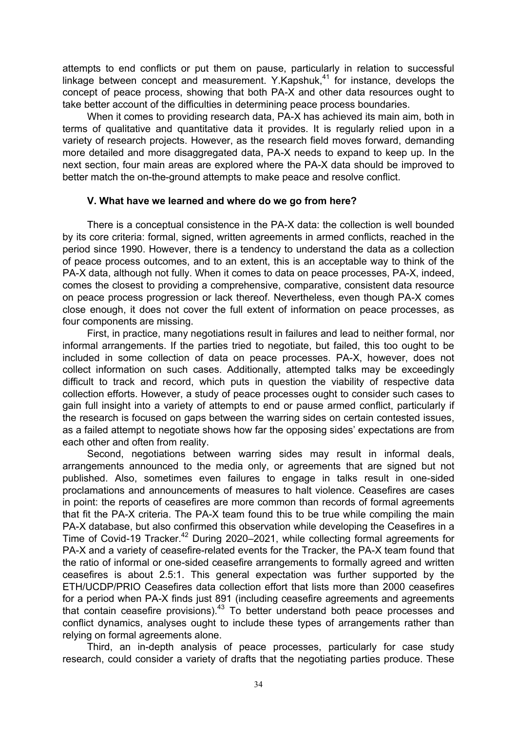attempts to end conflicts or put them on pause, particularly in relation to successful linkage between concept and measurement. Y.Kapshuk,[41] for instance, develops the concept of peace process, showing that both PA-X and other data resources ought to take better account of the difficulties in determining peace process boundaries.

When it comes to providing research data, PA-X has achieved its main aim, both in terms of qualitative and quantitative data it provides. It is regularly relied upon in a variety of research projects. However, as the research field moves forward, demanding more detailed and more disaggregated data, PA-X needs to expand to keep up. In the next section, four main areas are explored where the PA-X data should be improved to better match the on-the-ground attempts to make peace and resolve conflict.

### V. What have we learned and where do we go from here?

There is a conceptual consistence in the PA-X data: the collection is well bounded by its core criteria: formal, signed, written agreements in armed conflicts, reached in the period since 1990. However, there is a tendency to understand the data as a collection of peace process outcomes, and to an extent, this is an acceptable way to think of the PA-X data, although not fully. When it comes to data on peace processes, PA-X, indeed, comes the closest to providing a comprehensive, comparative, consistent data resource on peace process progression or lack thereof. Nevertheless, even though PA-X comes close enough, it does not cover the full extent of information on peace processes, as four components are missing.

First, in practice, many negotiations result in failures and lead to neither formal, nor informal arrangements. If the parties tried to negotiate, but failed, this too ought to be included in some collection of data on peace processes. PA-X, however, does not collect information on such cases. Additionally, attempted talks may be exceedingly difficult to track and record, which puts in question the viability of respective data collection efforts. However, a study of peace processes ought to consider such cases to gain full insight into a variety of attempts to end or pause armed conflict, particularly if the research is focused on gaps between the warring sides on certain contested issues, as a failed attempt to negotiate shows how far the opposing sides' expectations are from each other and often from reality.

Second, negotiations between warring sides may result in informal deals, arrangements announced to the media only, or agreements that are signed but not published. Also, sometimes even failures to engage in talks result in one-sided proclamations and announcements of measures to halt violence. Ceasefires are cases in point: the reports of ceasefires are more common than records of formal agreements that fit the PA-X criteria. The PA-X team found this to be true while compiling the main PA-X database, but also confirmed this observation while developing the Ceasefires in a Time of Covid-19 Tracker.[42] During 2020–2021, while collecting formal agreements for PA-X and a variety of ceasefire-related events for the Tracker, the PA-X team found that the ratio of informal or one-sided ceasefire arrangements to formally agreed and written ceasefires is about 2.5:1. This general expectation was further supported by the ETH/UCDP/PRIO Ceasefires data collection effort that lists more than 2000 ceasefires for a period when PA-X finds just 891 (including ceasefire agreements and agreements that contain ceasefire provisions).[43] To better understand both peace processes and conflict dynamics, analyses ought to include these types of arrangements rather than relying on formal agreements alone.

Third, an in-depth analysis of peace processes, particularly for case study research, could consider a variety of drafts that the negotiating parties produce. These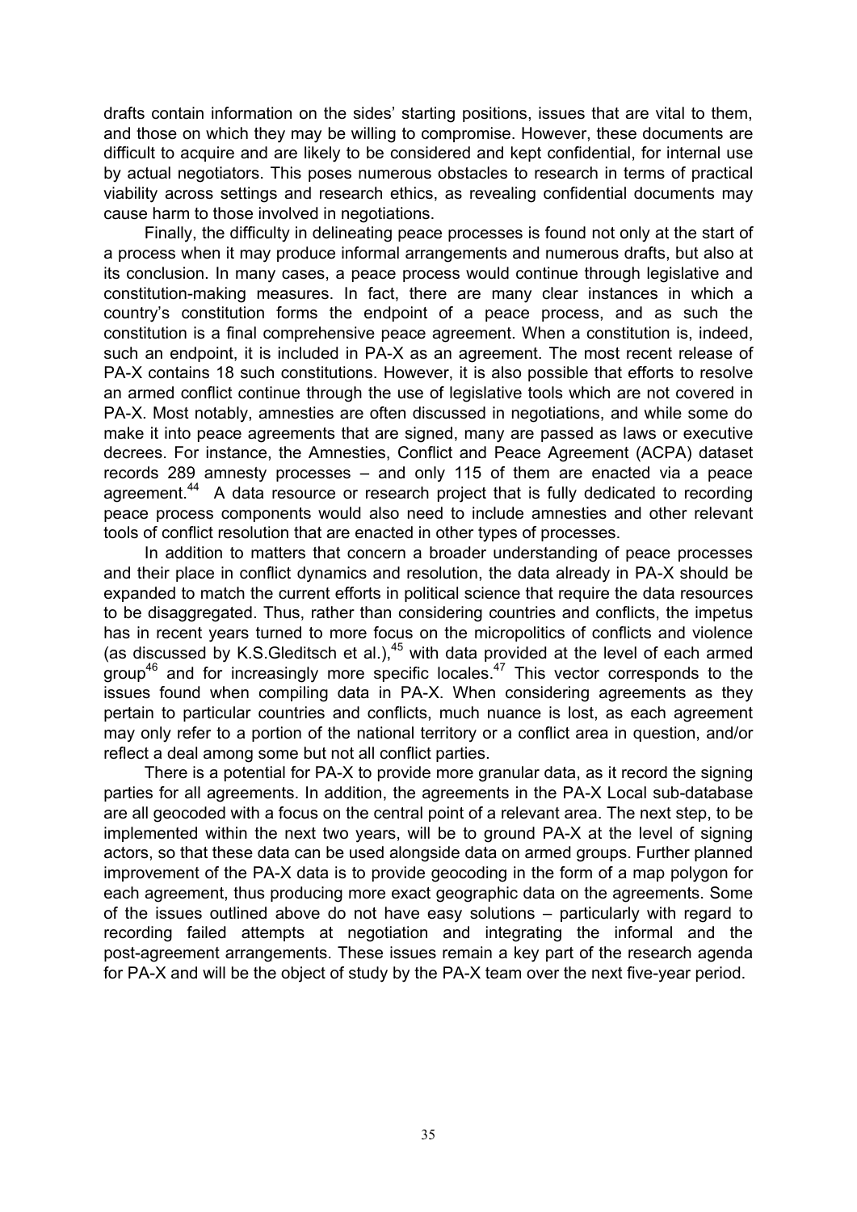drafts contain information on the sides' starting positions, issues that are vital to them, and those on which they may be willing to compromise. However, these documents are difficult to acquire and are likely to be considered and kept confidential, for internal use by actual negotiators. This poses numerous obstacles to research in terms of practical viability across settings and research ethics, as revealing confidential documents may cause harm to those involved in negotiations.

Finally, the difficulty in delineating peace processes is found not only at the start of a process when it may produce informal arrangements and numerous drafts, but also at its conclusion. In many cases, a peace process would continue through legislative and constitution-making measures. In fact, there are many clear instances in which a country's constitution forms the endpoint of a peace process, and as such the constitution is a final comprehensive peace agreement. When a constitution is, indeed, such an endpoint, it is included in PA-X as an agreement. The most recent release of PA-X contains 18 such constitutions. However, it is also possible that efforts to resolve an armed conflict continue through the use of legislative tools which are not covered in PA-X. Most notably, amnesties are often discussed in negotiations, and while some do make it into peace agreements that are signed, many are passed as laws or executive decrees. For instance, the Amnesties, Conflict and Peace Agreement (ACPA) dataset records 289 amnesty processes – and only 115 of them are enacted via a peace agreement.[44] A data resource or research project that is fully dedicated to recording peace process components would also need to include amnesties and other relevant tools of conflict resolution that are enacted in other types of processes.

In addition to matters that concern a broader understanding of peace processes and their place in conflict dynamics and resolution, the data already in PA-X should be expanded to match the current efforts in political science that require the data resources to be disaggregated. Thus, rather than considering countries and conflicts, the impetus has in recent years turned to more focus on the micropolitics of conflicts and violence (as discussed by K.S.Gleditsch et al.),[45] with data provided at the level of each armed group[46] and for increasingly more specific locales.[47] This vector corresponds to the issues found when compiling data in PA-X. When considering agreements as they pertain to particular countries and conflicts, much nuance is lost, as each agreement may only refer to a portion of the national territory or a conflict area in question, and/or reflect a deal among some but not all conflict parties.

There is a potential for PA-X to provide more granular data, as it record the signing parties for all agreements. In addition, the agreements in the PA-X Local sub-database are all geocoded with a focus on the central point of a relevant area. The next step, to be implemented within the next two years, will be to ground PA-X at the level of signing actors, so that these data can be used alongside data on armed groups. Further planned improvement of the PA-X data is to provide geocoding in the form of a map polygon for each agreement, thus producing more exact geographic data on the agreements. Some of the issues outlined above do not have easy solutions – particularly with regard to recording failed attempts at negotiation and integrating the informal and the post-agreement arrangements. These issues remain a key part of the research agenda for PA-X and will be the object of study by the PA-X team over the next five-year period.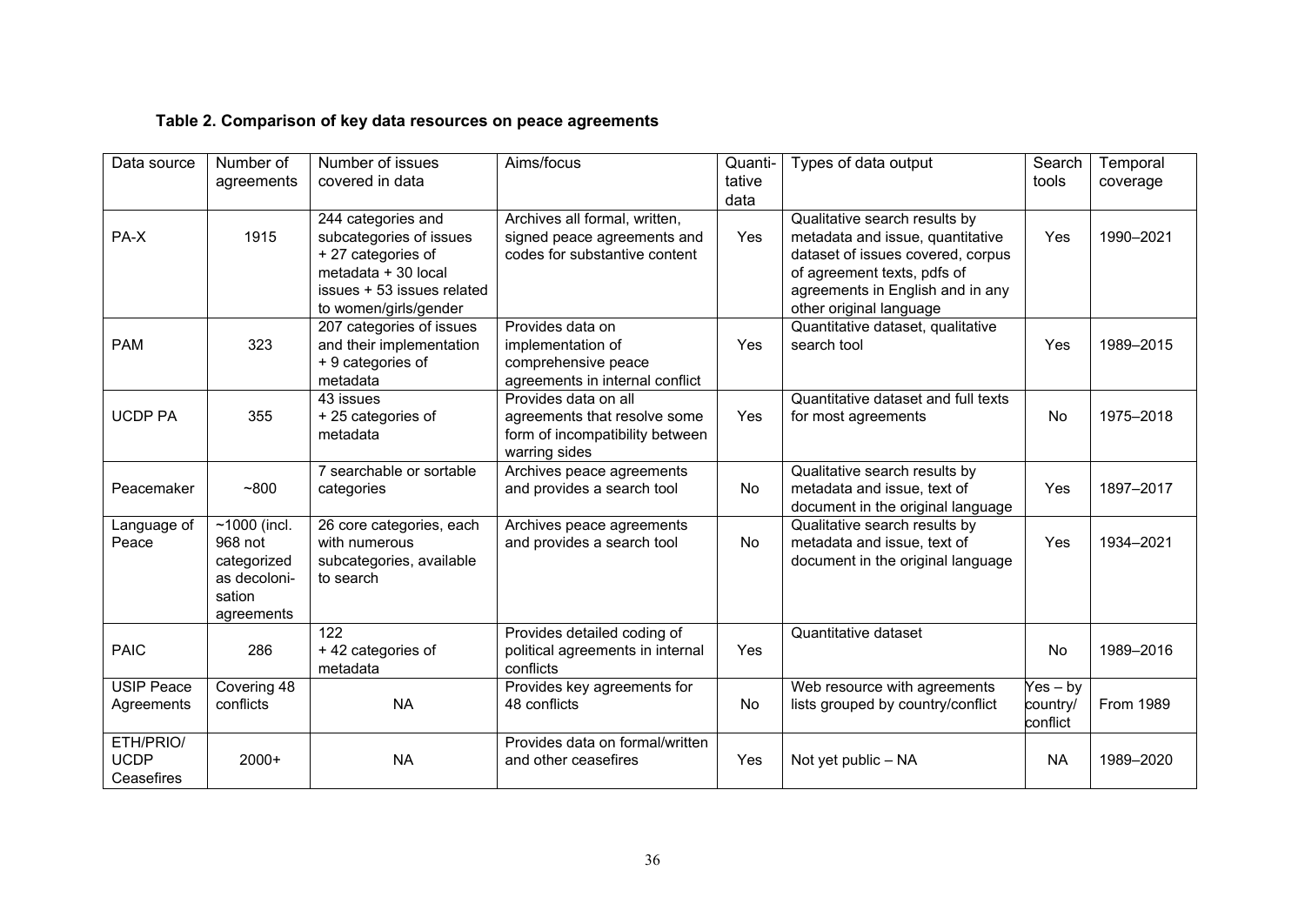**Table 2. Comparison of key data resources on peace agreements**

| Data source | Number of agreements | Number of issues covered in data | Aims/focus | Quanti-tative data | Types of data output | Search tools | Temporal coverage |
|---|---|---|---|---|---|---|---|
| PA-X | 1915 | 244 categories and subcategories of issues + 27 categories of metadata + 30 local issues + 53 issues related to women/girls/gender | Archives all formal, written, signed peace agreements and codes for substantive content | Yes | Qualitative search results by metadata and issue, quantitative dataset of issues covered, corpus of agreement texts, pdfs of agreements in English and in any other original language | Yes | 1990–2021 |
| PAM | 323 | 207 categories of issues and their implementation + 9 categories of metadata | Provides data on implementation of comprehensive peace agreements in internal conflict | Yes | Quantitative dataset, qualitative search tool | Yes | 1989–2015 |
| UCDP PA | 355 | 43 issues + 25 categories of metadata | Provides data on all agreements that resolve some form of incompatibility between warring sides | Yes | Quantitative dataset and full texts for most agreements | No | 1975–2018 |
| Peacemaker | ~800 | 7 searchable or sortable categories | Archives peace agreements and provides a search tool | No | Qualitative search results by metadata and issue, text of document in the original language | Yes | 1897–2017 |
| Language of Peace | ~1000 (incl. 968 not categorized as decoloni-sation agreements | 26 core categories, each with numerous subcategories, available to search | Archives peace agreements and provides a search tool | No | Qualitative search results by metadata and issue, text of document in the original language | Yes | 1934–2021 |
| PAIC | 286 | 122 + 42 categories of metadata | Provides detailed coding of political agreements in internal conflicts | Yes | Quantitative dataset | No | 1989–2016 |
| USIP Peace Agreements | Covering 48 conflicts | NA | Provides key agreements for 48 conflicts | No | Web resource with agreements lists grouped by country/conflict | Yes – by country/ conflict | From 1989 |
| ETH/PRIO/ UCDP Ceasefires | 2000+ | NA | Provides data on formal/written and other ceasefires | Yes | Not yet public – NA | NA | 1989–2020 |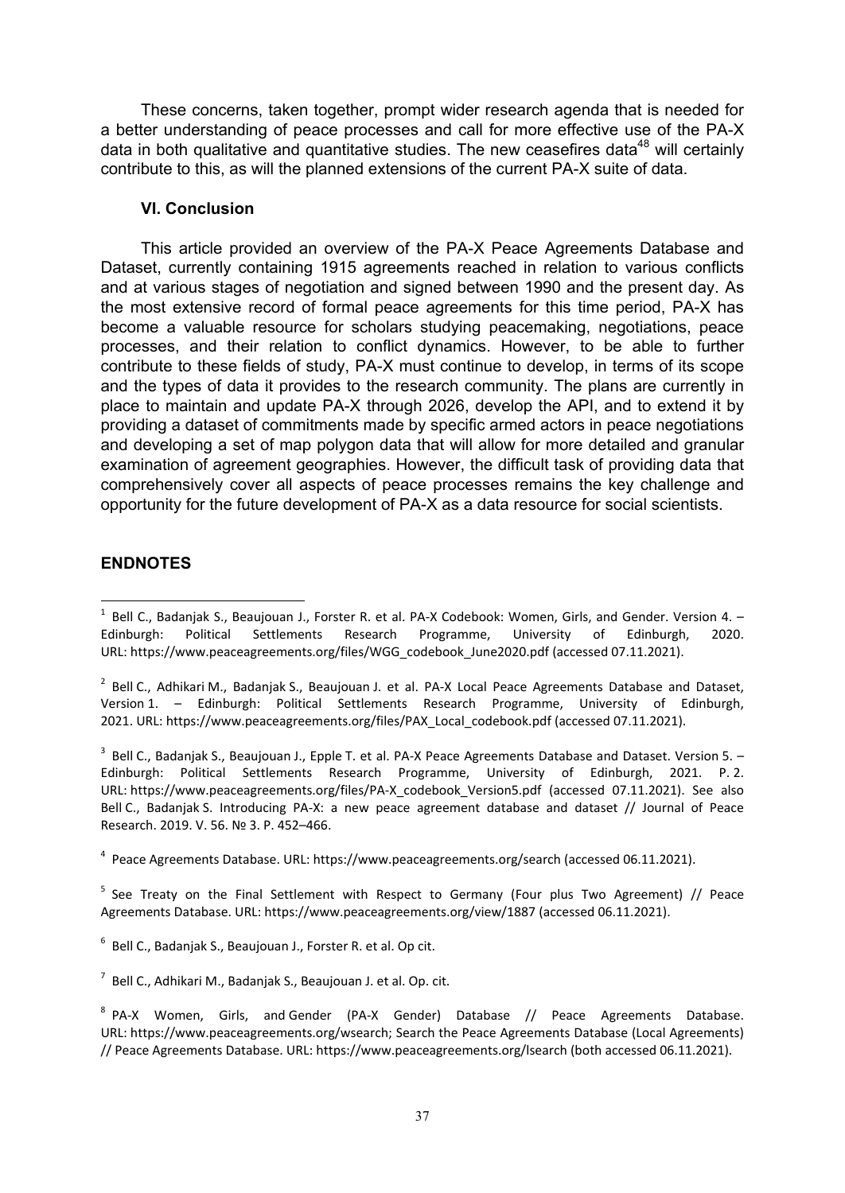These concerns, taken together, prompt wider research agenda that is needed for a better understanding of peace processes and call for more effective use of the PA-X data in both qualitative and quantitative studies. The new ceasefires data[48] will certainly contribute to this, as will the planned extensions of the current PA-X suite of data.

### VI. Conclusion

This article provided an overview of the PA-X Peace Agreements Database and Dataset, currently containing 1915 agreements reached in relation to various conflicts and at various stages of negotiation and signed between 1990 and the present day. As the most extensive record of formal peace agreements for this time period, PA-X has become a valuable resource for scholars studying peacemaking, negotiations, peace processes, and their relation to conflict dynamics. However, to be able to further contribute to these fields of study, PA-X must continue to develop, in terms of its scope and the types of data it provides to the research community. The plans are currently in place to maintain and update PA-X through 2026, develop the API, and to extend it by providing a dataset of commitments made by specific armed actors in peace negotiations and developing a set of map polygon data that will allow for more detailed and granular examination of agreement geographies. However, the difficult task of providing data that comprehensively cover all aspects of peace processes remains the key challenge and opportunity for the future development of PA-X as a data resource for social scientists.

### ENDNOTES

[1] Bell C., Badanjak S., Beaujouan J., Forster R. et al. PA-X Codebook: Women, Girls, and Gender. Version 4. – Edinburgh: Political Settlements Research Programme, University of Edinburgh, 2020. URL: https://www.peaceagreements.org/files/WGG_codebook_June2020.pdf (accessed 07.11.2021).

[2] Bell C., Adhikari M., Badanjak S., Beaujouan J. et al. PA-X Local Peace Agreements Database and Dataset, Version 1. – Edinburgh: Political Settlements Research Programme, University of Edinburgh, 2021. URL: https://www.peaceagreements.org/files/PAX_Local_codebook.pdf (accessed 07.11.2021).

[3] Bell C., Badanjak S., Beaujouan J., Epple T. et al. PA-X Peace Agreements Database and Dataset. Version 5. – Edinburgh: Political Settlements Research Programme, University of Edinburgh, 2021. P. 2. URL: https://www.peaceagreements.org/files/PA-X_codebook_Version5.pdf (accessed 07.11.2021). See also Bell C., Badanjak S. Introducing PA-X: a new peace agreement database and dataset // Journal of Peace Research. 2019. V. 56. № 3. P. 452–466.

[4] Peace Agreements Database. URL: https://www.peaceagreements.org/search (accessed 06.11.2021).

[5] See Treaty on the Final Settlement with Respect to Germany (Four plus Two Agreement) // Peace Agreements Database. URL: https://www.peaceagreements.org/view/1887 (accessed 06.11.2021).

[6] Bell C., Badanjak S., Beaujouan J., Forster R. et al. Op cit.

[7] Bell C., Adhikari M., Badanjak S., Beaujouan J. et al. Op. cit.

[8] PA-X Women, Girls, and Gender (PA-X Gender) Database // Peace Agreements Database. URL: https://www.peaceagreements.org/wsearch; Search the Peace Agreements Database (Local Agreements) // Peace Agreements Database. URL: https://www.peaceagreements.org/lsearch (both accessed 06.11.2021).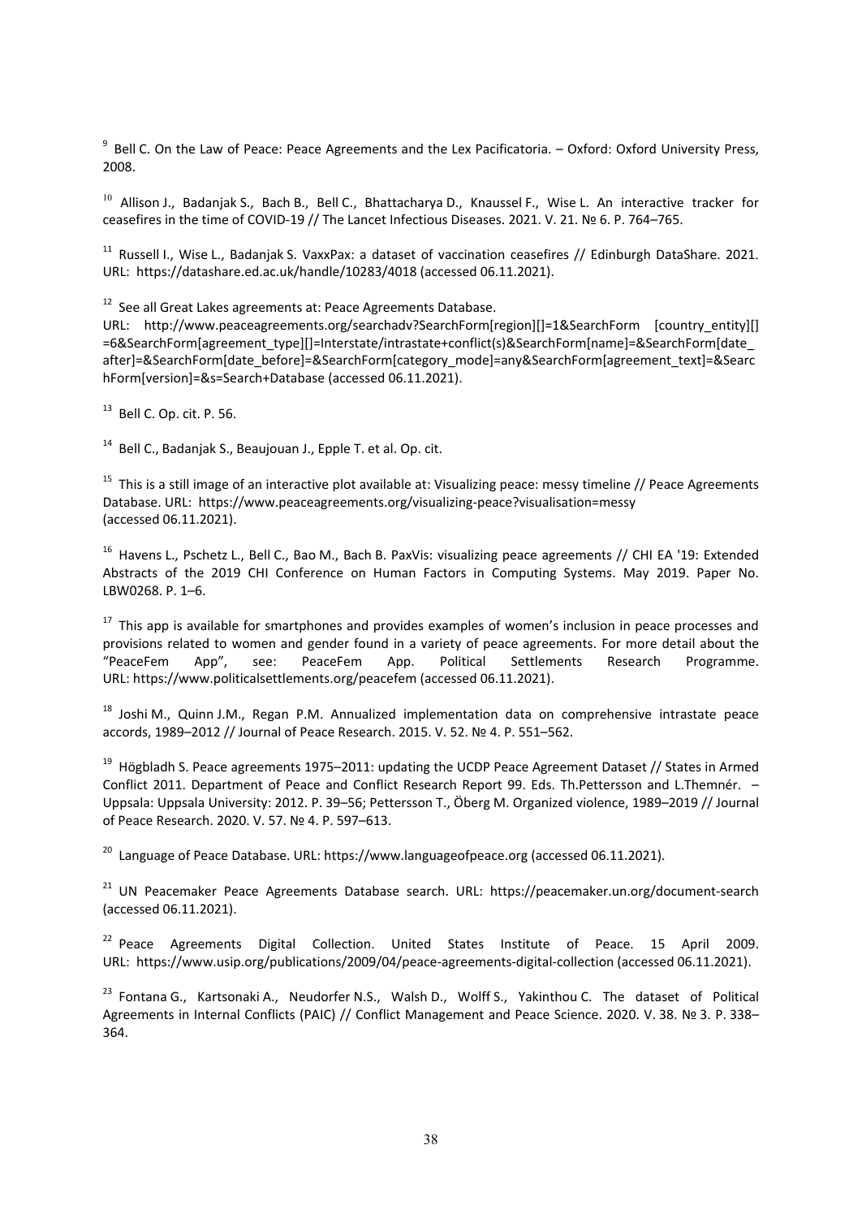[9] Bell C. On the Law of Peace: Peace Agreements and the Lex Pacificatoria. – Oxford: Oxford University Press, 2008.

[10] Allison J., Badanjak S., Bach B., Bell C., Bhattacharya D., Knaussel F., Wise L. An interactive tracker for ceasefires in the time of COVID-19 // The Lancet Infectious Diseases. 2021. V. 21. № 6. P. 764–765.

[11] Russell I., Wise L., Badanjak S. VaxxPax: a dataset of vaccination ceasefires // Edinburgh DataShare. 2021. URL: https://datashare.ed.ac.uk/handle/10283/4018 (accessed 06.11.2021).

[12] See all Great Lakes agreements at: Peace Agreements Database.
URL: http://www.peaceagreements.org/searchadv?SearchForm[region][]=1&SearchForm [country_entity][]=6&SearchForm[agreement_type][]=Interstate/intrastate+conflict(s)&SearchForm[name]=&SearchForm[date_after]=&SearchForm[date_before]=&SearchForm[category_mode]=any&SearchForm[agreement_text]=&SearchForm[version]=&s=Search+Database (accessed 06.11.2021).

[13] Bell C. Op. cit. P. 56.

[14] Bell C., Badanjak S., Beaujouan J., Epple T. et al. Op. cit.

[15] This is a still image of an interactive plot available at: Visualizing peace: messy timeline // Peace Agreements Database. URL: https://www.peaceagreements.org/visualizing-peace?visualisation=messy (accessed 06.11.2021).

[16] Havens L., Pschetz L., Bell C., Bao M., Bach B. PaxVis: visualizing peace agreements // CHI EA '19: Extended Abstracts of the 2019 CHI Conference on Human Factors in Computing Systems. May 2019. Paper No. LBW0268. P. 1–6.

[17] This app is available for smartphones and provides examples of women's inclusion in peace processes and provisions related to women and gender found in a variety of peace agreements. For more detail about the "PeaceFem App", see: PeaceFem App. Political Settlements Research Programme. URL: https://www.politicalsettlements.org/peacefem (accessed 06.11.2021).

[18] Joshi M., Quinn J.M., Regan P.M. Annualized implementation data on comprehensive intrastate peace accords, 1989–2012 // Journal of Peace Research. 2015. V. 52. № 4. P. 551–562.

[19] Högbladh S. Peace agreements 1975–2011: updating the UCDP Peace Agreement Dataset // States in Armed Conflict 2011. Department of Peace and Conflict Research Report 99. Eds. Th.Pettersson and L.Themnér. – Uppsala: Uppsala University: 2012. P. 39–56; Pettersson T., Öberg M. Organized violence, 1989–2019 // Journal of Peace Research. 2020. V. 57. № 4. P. 597–613.

[20] Language of Peace Database. URL: https://www.languageofpeace.org (accessed 06.11.2021).

[21] UN Peacemaker Peace Agreements Database search. URL: https://peacemaker.un.org/document-search (accessed 06.11.2021).

[22] Peace Agreements Digital Collection. United States Institute of Peace. 15 April 2009. URL: https://www.usip.org/publications/2009/04/peace-agreements-digital-collection (accessed 06.11.2021).

[23] Fontana G., Kartsonaki A., Neudorfer N.S., Walsh D., Wolff S., Yakinthou C. The dataset of Political Agreements in Internal Conflicts (PAIC) // Conflict Management and Peace Science. 2020. V. 38. № 3. P. 338–364.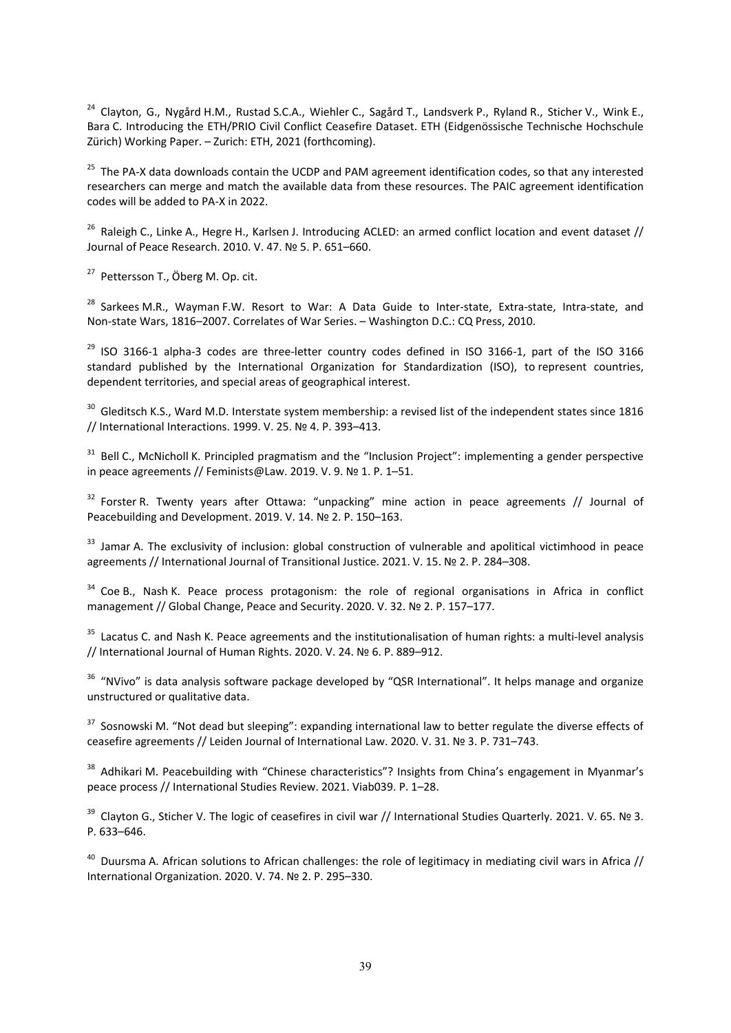[24] Clayton, G., Nygård H.M., Rustad S.C.A., Wiehler C., Sagård T., Landsverk P., Ryland R., Sticher V., Wink E., Bara C. Introducing the ETH/PRIO Civil Conflict Ceasefire Dataset. ETH (Eidgenössische Technische Hochschule Zürich) Working Paper. – Zurich: ETH, 2021 (forthcoming).

[25] The PA-X data downloads contain the UCDP and PAM agreement identification codes, so that any interested researchers can merge and match the available data from these resources. The PAIC agreement identification codes will be added to PA-X in 2022.

[26] Raleigh C., Linke A., Hegre H., Karlsen J. Introducing ACLED: an armed conflict location and event dataset // Journal of Peace Research. 2010. V. 47. № 5. P. 651–660.

[27] Pettersson T., Öberg M. Op. cit.

[28] Sarkees M.R., Wayman F.W. Resort to War: A Data Guide to Inter-state, Extra-state, Intra-state, and Non-state Wars, 1816–2007. Correlates of War Series. – Washington D.C.: CQ Press, 2010.

[29] ISO 3166-1 alpha-3 codes are three-letter country codes defined in ISO 3166-1, part of the ISO 3166 standard published by the International Organization for Standardization (ISO), to represent countries, dependent territories, and special areas of geographical interest.

[30] Gleditsch K.S., Ward M.D. Interstate system membership: a revised list of the independent states since 1816 // International Interactions. 1999. V. 25. № 4. P. 393–413.

[31] Bell C., McNicholl K. Principled pragmatism and the "Inclusion Project": implementing a gender perspective in peace agreements // Feminists@Law. 2019. V. 9. № 1. P. 1–51.

[32] Forster R. Twenty years after Ottawa: "unpacking" mine action in peace agreements // Journal of Peacebuilding and Development. 2019. V. 14. № 2. P. 150–163.

[33] Jamar A. The exclusivity of inclusion: global construction of vulnerable and apolitical victimhood in peace agreements // International Journal of Transitional Justice. 2021. V. 15. № 2. P. 284–308.

[34] Coe B., Nash K. Peace process protagonism: the role of regional organisations in Africa in conflict management // Global Change, Peace and Security. 2020. V. 32. № 2. P. 157–177.

[35] Lacatus C. and Nash K. Peace agreements and the institutionalisation of human rights: a multi-level analysis // International Journal of Human Rights. 2020. V. 24. № 6. P. 889–912.

[36] "NVivo" is data analysis software package developed by "QSR International". It helps manage and organize unstructured or qualitative data.

[37] Sosnowski M. "Not dead but sleeping": expanding international law to better regulate the diverse effects of ceasefire agreements // Leiden Journal of International Law. 2020. V. 31. № 3. P. 731–743.

[38] Adhikari M. Peacebuilding with "Chinese characteristics"? Insights from China's engagement in Myanmar's peace process // International Studies Review. 2021. Viab039. P. 1–28.

[39] Clayton G., Sticher V. The logic of ceasefires in civil war // International Studies Quarterly. 2021. V. 65. № 3. P. 633–646.

[40] Duursma A. African solutions to African challenges: the role of legitimacy in mediating civil wars in Africa // International Organization. 2020. V. 74. № 2. P. 295–330.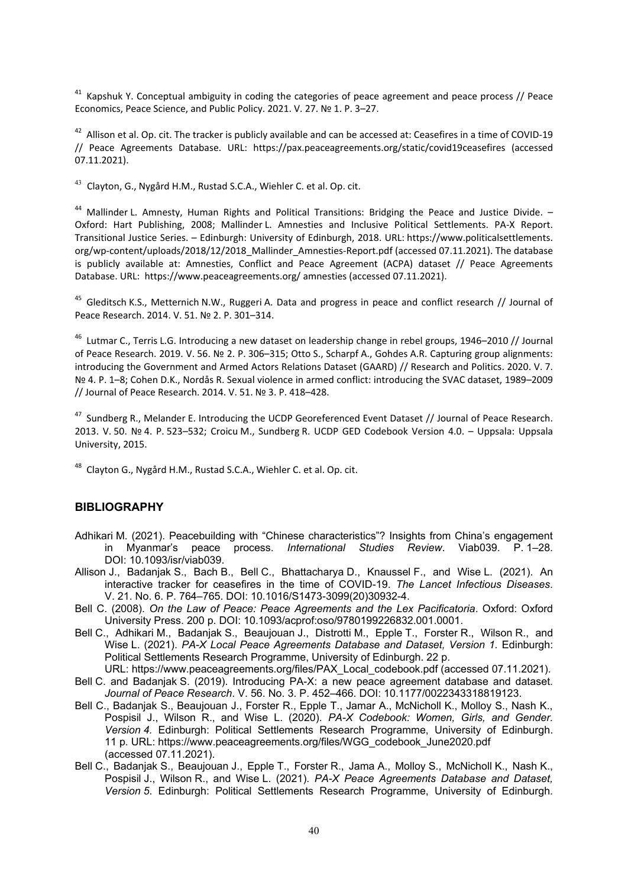[41] Kapshuk Y. Conceptual ambiguity in coding the categories of peace agreement and peace process // Peace Economics, Peace Science, and Public Policy. 2021. V. 27. № 1. P. 3–27.

[42] Allison et al. Op. cit. The tracker is publicly available and can be accessed at: Ceasefires in a time of COVID-19 // Peace Agreements Database. URL: https://pax.peaceagreements.org/static/covid19ceasefires (accessed 07.11.2021).

[43] Clayton, G., Nygård H.M., Rustad S.C.A., Wiehler C. et al. Op. cit.

[44] Mallinder L. Amnesty, Human Rights and Political Transitions: Bridging the Peace and Justice Divide. – Oxford: Hart Publishing, 2008; Mallinder L. Amnesties and Inclusive Political Settlements. PA-X Report. Transitional Justice Series. – Edinburgh: University of Edinburgh, 2018. URL: https://www.politicalsettlements.org/wp-content/uploads/2018/12/2018_Mallinder_Amnesties-Report.pdf (accessed 07.11.2021). The database is publicly available at: Amnesties, Conflict and Peace Agreement (ACPA) dataset // Peace Agreements Database. URL: https://www.peaceagreements.org/ amnesties (accessed 07.11.2021).

[45] Gleditsch K.S., Metternich N.W., Ruggeri A. Data and progress in peace and conflict research // Journal of Peace Research. 2014. V. 51. № 2. P. 301–314.

[46] Lutmar C., Terris L.G. Introducing a new dataset on leadership change in rebel groups, 1946–2010 // Journal of Peace Research. 2019. V. 56. № 2. P. 306–315; Otto S., Scharpf A., Gohdes A.R. Capturing group alignments: introducing the Government and Armed Actors Relations Dataset (GAARD) // Research and Politics. 2020. V. 7. № 4. P. 1–8; Cohen D.K., Nordås R. Sexual violence in armed conflict: introducing the SVAC dataset, 1989–2009 // Journal of Peace Research. 2014. V. 51. № 3. P. 418–428.

[47] Sundberg R., Melander E. Introducing the UCDP Georeferenced Event Dataset // Journal of Peace Research. 2013. V. 50. № 4. P. 523–532; Croicu M., Sundberg R. UCDP GED Codebook Version 4.0. – Uppsala: Uppsala University, 2015.

[48] Clayton G., Nygård H.M., Rustad S.C.A., Wiehler C. et al. Op. cit.

## BIBLIOGRAPHY

Adhikari M. (2021). Peacebuilding with "Chinese characteristics"? Insights from China's engagement in Myanmar's peace process. *International Studies Review*. Viab039. P. 1–28. DOI: 10.1093/isr/viab039.

Allison J., Badanjak S., Bach B., Bell C., Bhattacharya D., Knaussel F., and Wise L. (2021). An interactive tracker for ceasefires in the time of COVID-19. *The Lancet Infectious Diseases*. V. 21. No. 6. P. 764–765. DOI: 10.1016/S1473-3099(20)30932-4.

Bell C. (2008). *On the Law of Peace: Peace Agreements and the Lex Pacificatoria*. Oxford: Oxford University Press. 200 p. DOI: 10.1093/acprof:oso/9780199226832.001.0001.

Bell C., Adhikari M., Badanjak S., Beaujouan J., Distrotti M., Epple T., Forster R., Wilson R., and Wise L. (2021). *PA-X Local Peace Agreements Database and Dataset, Version 1*. Edinburgh: Political Settlements Research Programme, University of Edinburgh. 22 p. URL: https://www.peaceagreements.org/files/PAX_Local_codebook.pdf (accessed 07.11.2021).

Bell C. and Badanjak S. (2019). Introducing PA-X: a new peace agreement database and dataset. *Journal of Peace Research*. V. 56. No. 3. P. 452–466. DOI: 10.1177/0022343318819123.

Bell C., Badanjak S., Beaujouan J., Forster R., Epple T., Jamar A., McNicholl K., Molloy S., Nash K., Pospisil J., Wilson R., and Wise L. (2020). *PA-X Codebook: Women, Girls, and Gender. Version 4.* Edinburgh: Political Settlements Research Programme, University of Edinburgh. 11 p. URL: https://www.peaceagreements.org/files/WGG_codebook_June2020.pdf (accessed 07.11.2021).

Bell C., Badanjak S., Beaujouan J., Epple T., Forster R., Jama A., Molloy S., McNicholl K., Nash K., Pospisil J., Wilson R., and Wise L. (2021). *PA-X Peace Agreements Database and Dataset, Version 5.* Edinburgh: Political Settlements Research Programme, University of Edinburgh.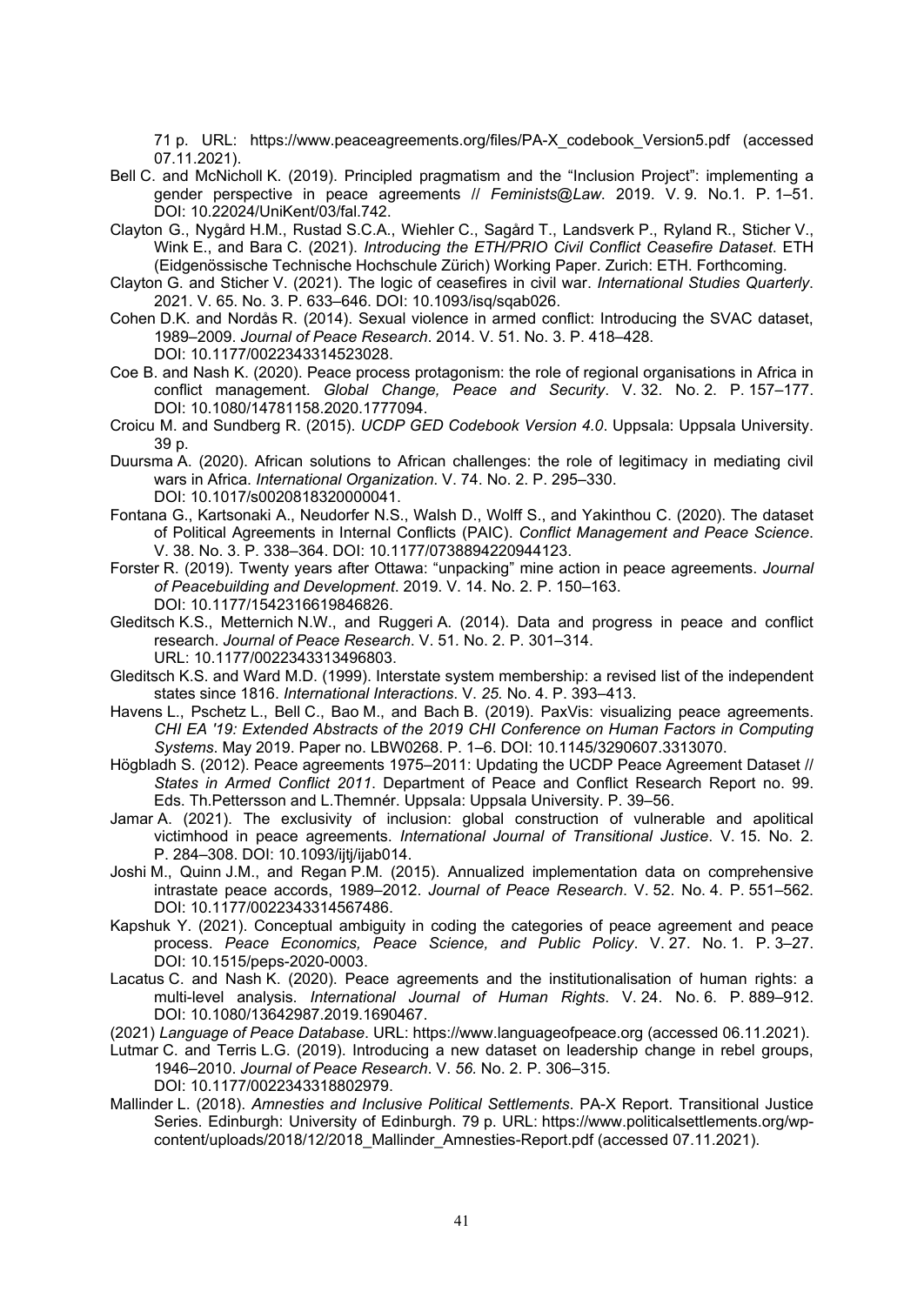71 p. URL: https://www.peaceagreements.org/files/PA-X_codebook_Version5.pdf (accessed 07.11.2021).

Bell C. and McNicholl K. (2019). Principled pragmatism and the "Inclusion Project": implementing a gender perspective in peace agreements // *Feminists@Law*. 2019. V. 9. No.1. P. 1–51. DOI: 10.22024/UniKent/03/fal.742.

Clayton G., Nygård H.M., Rustad S.C.A., Wiehler C., Sagård T., Landsverk P., Ryland R., Sticher V., Wink E., and Bara C. (2021). *Introducing the ETH/PRIO Civil Conflict Ceasefire Dataset*. ETH (Eidgenössische Technische Hochschule Zürich) Working Paper. Zurich: ETH. Forthcoming.

Clayton G. and Sticher V. (2021). The logic of ceasefires in civil war. *International Studies Quarterly*. 2021. V. 65. No. 3. P. 633–646. DOI: 10.1093/isq/sqab026.

Cohen D.K. and Nordås R. (2014). Sexual violence in armed conflict: Introducing the SVAC dataset, 1989–2009. *Journal of Peace Research*. 2014. V. 51. No. 3. P. 418–428. DOI: 10.1177/0022343314523028.

Coe B. and Nash K. (2020). Peace process protagonism: the role of regional organisations in Africa in conflict management. *Global Change, Peace and Security*. V. 32. No. 2. P. 157–177. DOI: 10.1080/14781158.2020.1777094.

Croicu M. and Sundberg R. (2015). *UCDP GED Codebook Version 4.0*. Uppsala: Uppsala University. 39 p.

Duursma A. (2020). African solutions to African challenges: the role of legitimacy in mediating civil wars in Africa. *International Organization*. V. 74. No. 2. P. 295–330. DOI: 10.1017/s0020818320000041.

Fontana G., Kartsonaki A., Neudorfer N.S., Walsh D., Wolff S., and Yakinthou C. (2020). The dataset of Political Agreements in Internal Conflicts (PAIC). *Conflict Management and Peace Science*. V. 38. No. 3. P. 338–364. DOI: 10.1177/0738894220944123.

Forster R. (2019). Twenty years after Ottawa: "unpacking" mine action in peace agreements. *Journal of Peacebuilding and Development*. 2019. V. 14. No. 2. P. 150–163. DOI: 10.1177/1542316619846826.

Gleditsch K.S., Metternich N.W., and Ruggeri A. (2014). Data and progress in peace and conflict research. *Journal of Peace Research*. V. 51. No. 2. P. 301–314. URL: 10.1177/0022343313496803.

Gleditsch K.S. and Ward M.D. (1999). Interstate system membership: a revised list of the independent states since 1816. *International Interactions*. V. *25.* No. 4. P. 393–413.

Havens L., Pschetz L., Bell C., Bao M., and Bach B. (2019). PaxVis: visualizing peace agreements. *CHI EA '19: Extended Abstracts of the 2019 CHI Conference on Human Factors in Computing Systems*. May 2019. Paper no. LBW0268. P. 1–6. DOI: 10.1145/3290607.3313070.

Högbladh S. (2012). Peace agreements 1975–2011: Updating the UCDP Peace Agreement Dataset // *States in Armed Conflict 2011*. Department of Peace and Conflict Research Report no. 99. Eds. Th.Pettersson and L.Themnér. Uppsala: Uppsala University. P. 39–56.

Jamar A. (2021). The exclusivity of inclusion: global construction of vulnerable and apolitical victimhood in peace agreements. *International Journal of Transitional Justice*. V. 15. No. 2. P. 284–308. DOI: 10.1093/ijtj/ijab014.

Joshi M., Quinn J.M., and Regan P.M. (2015). Annualized implementation data on comprehensive intrastate peace accords, 1989–2012. *Journal of Peace Research*. V. 52. No. 4. P. 551–562. DOI: 10.1177/0022343314567486.

Kapshuk Y. (2021). Conceptual ambiguity in coding the categories of peace agreement and peace process. *Peace Economics, Peace Science, and Public Policy*. V. 27. No. 1. P. 3–27. DOI: 10.1515/peps-2020-0003.

Lacatus C. and Nash K. (2020). Peace agreements and the institutionalisation of human rights: a multi-level analysis. *International Journal of Human Rights*. V. 24. No. 6. P. 889–912. DOI: 10.1080/13642987.2019.1690467.

(2021) *Language of Peace Database*. URL: https://www.languageofpeace.org (accessed 06.11.2021).

Lutmar C. and Terris L.G. (2019). Introducing a new dataset on leadership change in rebel groups, 1946–2010. *Journal of Peace Research*. V. *56.* No. 2. P. 306–315. DOI: 10.1177/0022343318802979.

Mallinder L. (2018). *Amnesties and Inclusive Political Settlements*. PA-X Report. Transitional Justice Series. Edinburgh: University of Edinburgh. 79 p. URL: https://www.politicalsettlements.org/wp-content/uploads/2018/12/2018_Mallinder_Amnesties-Report.pdf (accessed 07.11.2021).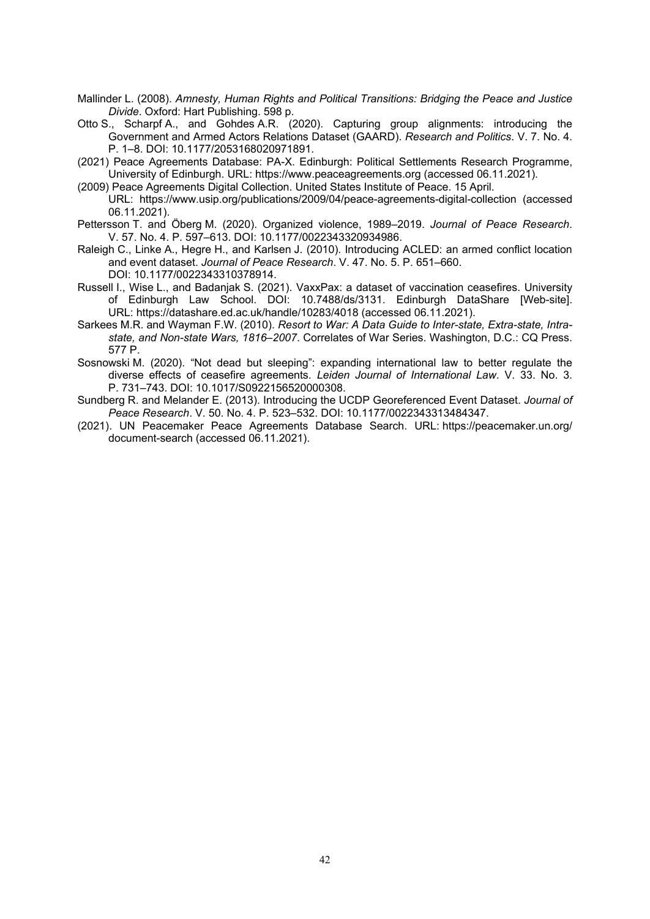Mallinder L. (2008). *Amnesty, Human Rights and Political Transitions: Bridging the Peace and Justice Divide*. Oxford: Hart Publishing. 598 p.

Otto S., Scharpf A., and Gohdes A.R. (2020). Capturing group alignments: introducing the Government and Armed Actors Relations Dataset (GAARD). *Research and Politics*. V. 7. No. 4. P. 1–8. DOI: 10.1177/2053168020971891.

(2021) Peace Agreements Database: PA-X. Edinburgh: Political Settlements Research Programme, University of Edinburgh. URL: https://www.peaceagreements.org (accessed 06.11.2021).

(2009) Peace Agreements Digital Collection. United States Institute of Peace. 15 April. URL: https://www.usip.org/publications/2009/04/peace-agreements-digital-collection (accessed 06.11.2021).

Pettersson T. and Öberg M. (2020). Organized violence, 1989–2019. *Journal of Peace Research*. V. 57. No. 4. P. 597–613. DOI: 10.1177/0022343320934986.

Raleigh C., Linke A., Hegre H., and Karlsen J. (2010). Introducing ACLED: an armed conflict location and event dataset. *Journal of Peace Research*. V. 47. No. 5. P. 651–660. DOI: 10.1177/0022343310378914.

Russell I., Wise L., and Badanjak S. (2021). VaxxPax: a dataset of vaccination ceasefires. University of Edinburgh Law School. DOI: 10.7488/ds/3131. Edinburgh DataShare [Web-site]. URL: https://datashare.ed.ac.uk/handle/10283/4018 (accessed 06.11.2021).

Sarkees M.R. and Wayman F.W. (2010). *Resort to War: A Data Guide to Inter-state, Extra-state, Intra-state, and Non-state Wars, 1816–2007*. Correlates of War Series. Washington, D.C.: CQ Press. 577 P.

Sosnowski M. (2020). "Not dead but sleeping": expanding international law to better regulate the diverse effects of ceasefire agreements. *Leiden Journal of International Law*. V. 33. No. 3. P. 731–743. DOI: 10.1017/S0922156520000308.

Sundberg R. and Melander E. (2013). Introducing the UCDP Georeferenced Event Dataset. *Journal of Peace Research*. V. 50. No. 4. P. 523–532. DOI: 10.1177/0022343313484347.

(2021). UN Peacemaker Peace Agreements Database Search. URL: https://peacemaker.un.org/document-search (accessed 06.11.2021).